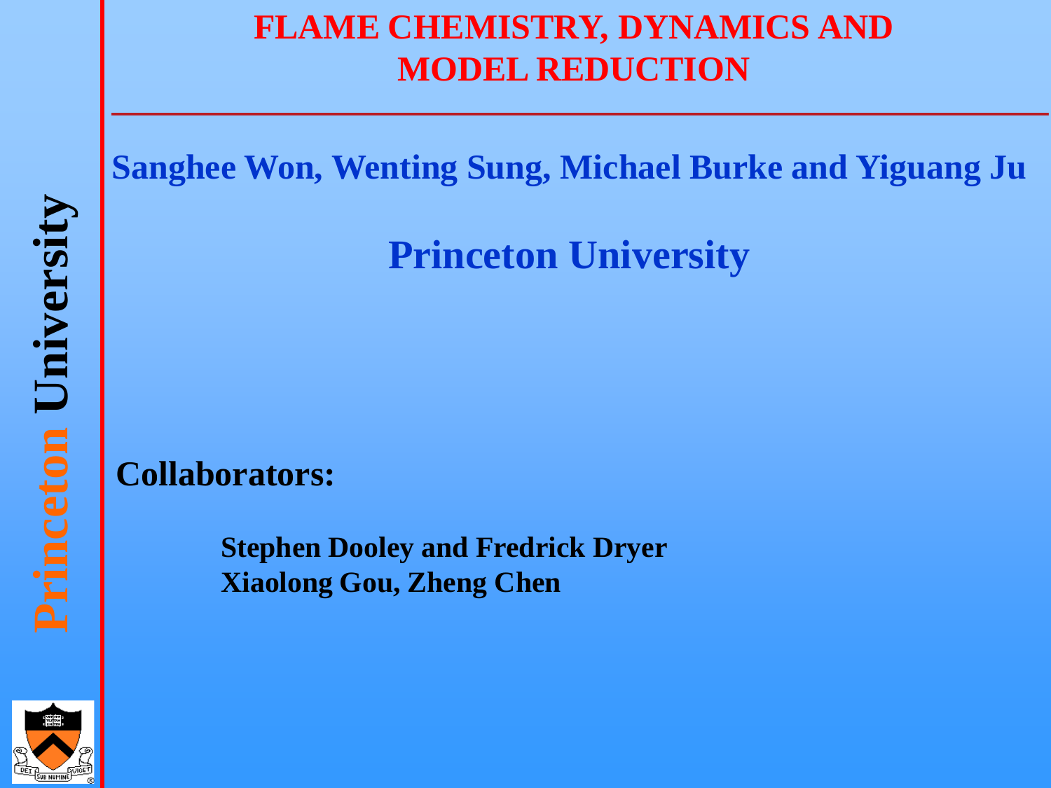# FLAME CHEMISTRY, DYNAMICS AND MODEL REDUCTION

**Sanghee Won, Wenting Sung, Michael Burke and Yiguang Ju**

## Princeton University

**Collaborators:**

**Stephen Dooley and Fredrick Dryer**
**Xiaolong Gou, Zheng Chen**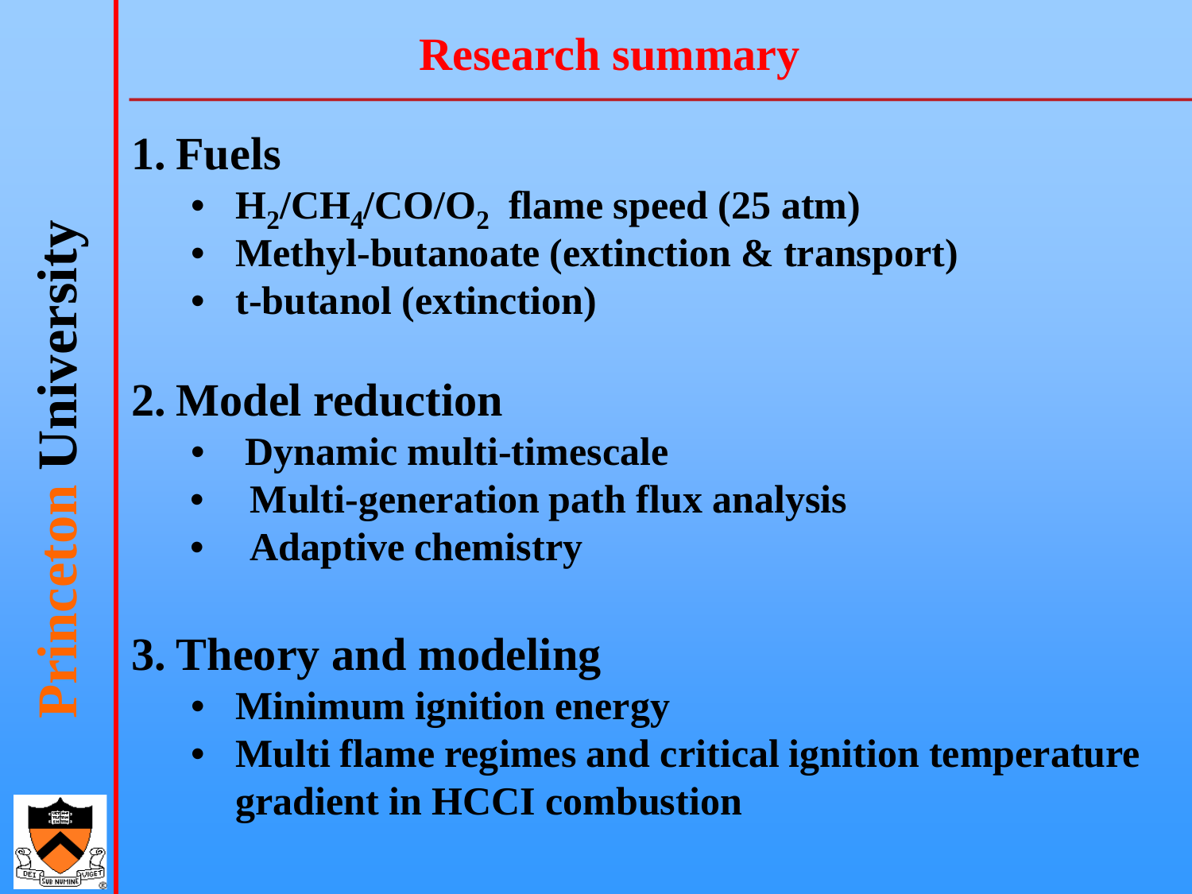# Research summary

## 1. Fuels

- $H_2/CH_4/CO/O_2$ flame speed (25 atm)
- Methyl-butanoate (extinction & transport)
- t-butanol (extinction)

## 2. Model reduction

- Dynamic multi-timescale
- Multi-generation path flux analysis
- Adaptive chemistry

## 3. Theory and modeling

- Minimum ignition energy
- Multi flame regimes and critical ignition temperature gradient in HCCI combustion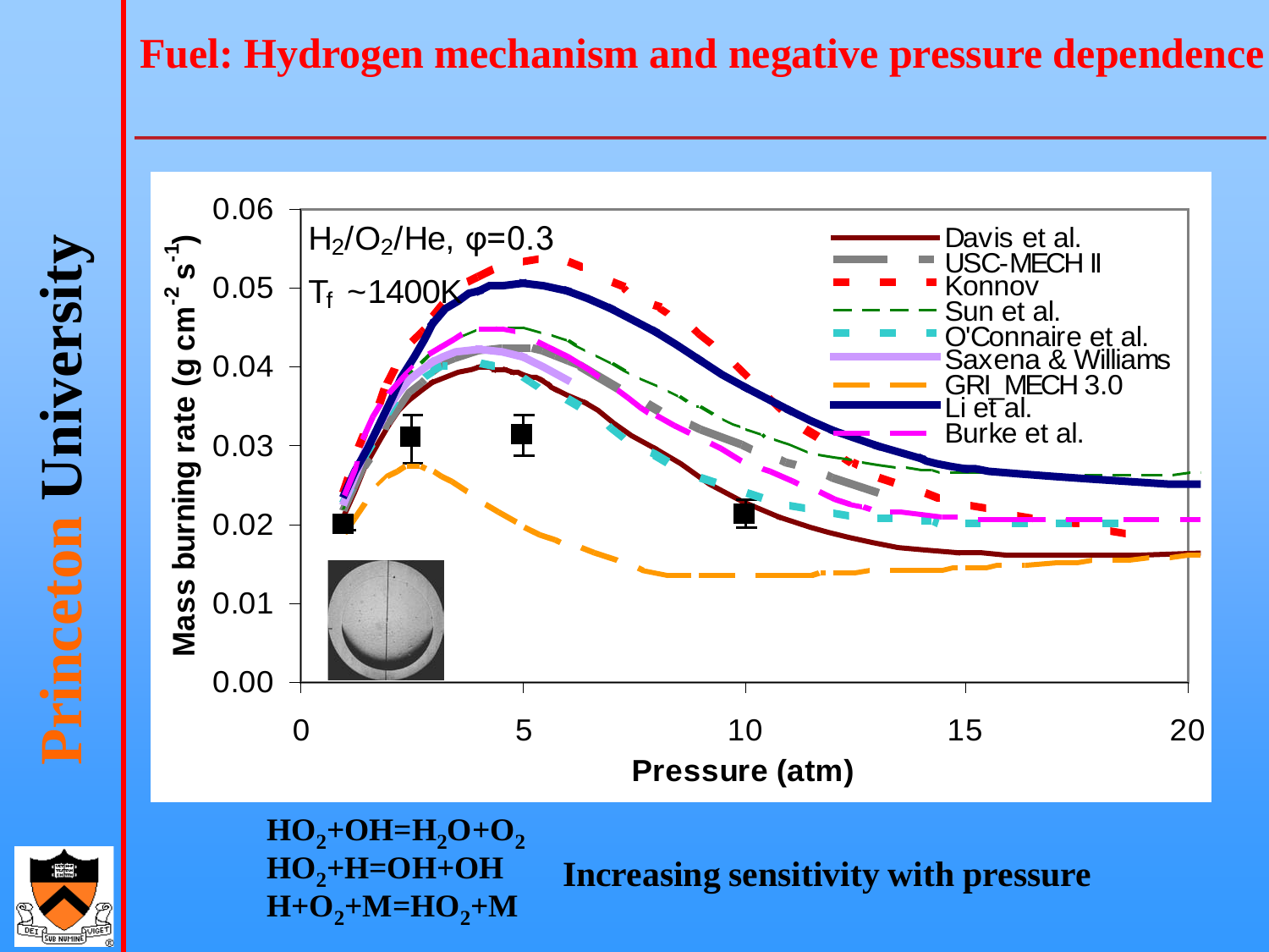# Fuel: Hydrogen mechanism and negative pressure dependence

$H_2/O_2/He$, φ=0.3

$T_f$ ~1400K

Mass burning rate (g cm$^{-2}$ s$^{-1}$)

0.06
0.05
0.04
0.03
0.02
0.01
0.00

0
5
10
15
20

Pressure (atm)

Davis et al.
USC-MECH II
Konnov
Sun et al.
O'Connaire et al.
Saxena & Williams
GRI_MECH 3.0
Li et al.
Burke et al.

$HO_2+OH=H_2O+O_2$
$HO_2+H=OH+OH$
$H+O_2+M=HO_2+M$

**Increasing sensitivity with pressure**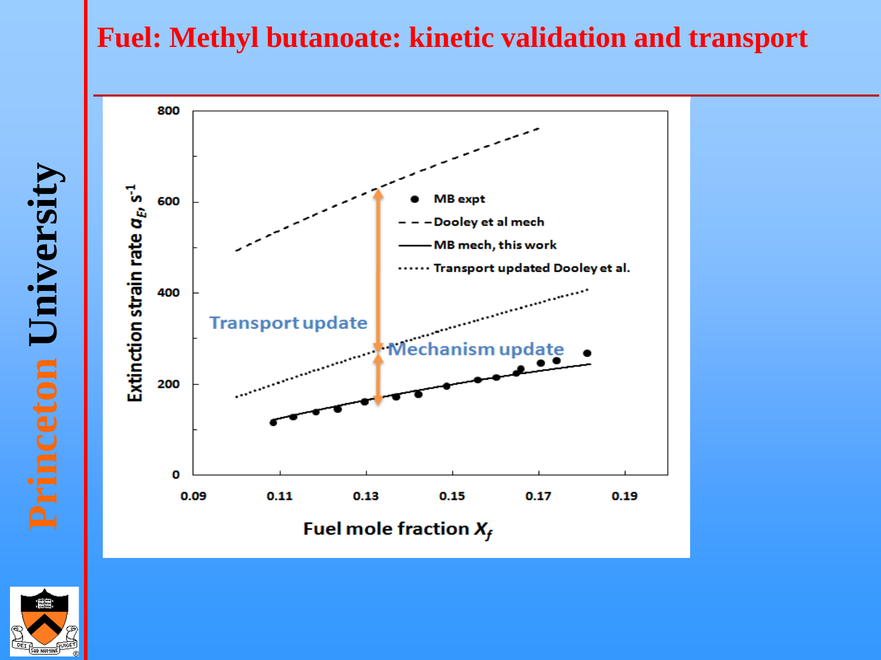# Fuel: Methyl butanoate: kinetic validation and transport

800

600

400

200

0

0.09

0.11

0.13

0.15

0.17

0.19

Extinction strain rate $a_E$, $s^{-1}$

Fuel mole fraction $X_f$

MB expt

Dooley et al mech

MB mech, this work

Transport updated Dooley et al.

Transport update

Mechanism update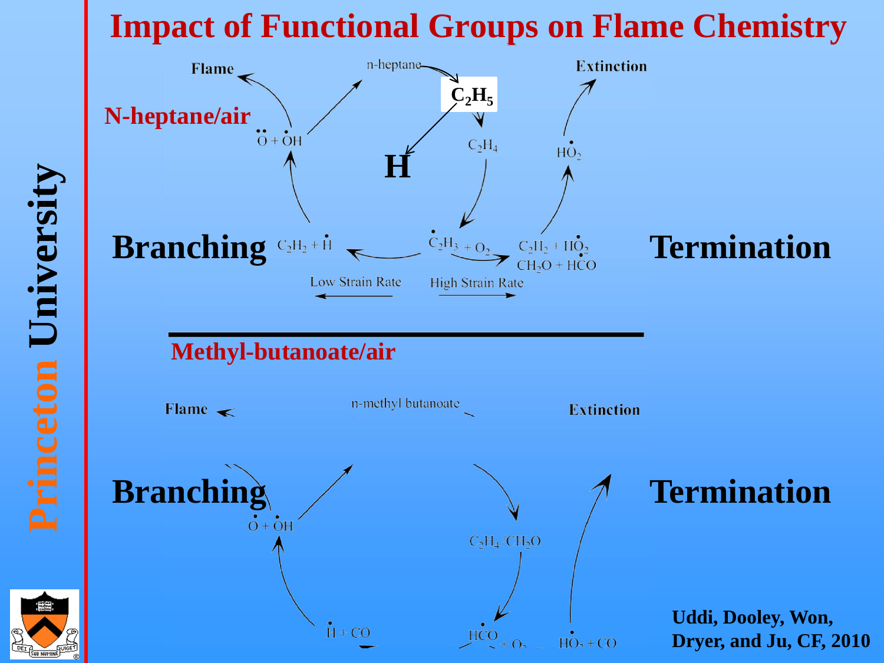# Impact of Functional Groups on Flame Chemistry

**N-heptane/air**

Flame

n-heptane

$C_2H_5$

Extinction

$\dot{O} + \dot{O}H$

H

$C_2H_4$

$H\dot{O}_2$

**Branching**

$C_2H_2 + \dot{H}$

$\dot{C}_2H_3 + O_2$

$C_2H_2 + H\dot{O}_2$

$CH_2O + H\dot{C}O$

**Termination**

Low Strain Rate

High Strain Rate

**Methyl-butanoate/air**

Flame

n-methyl butanoate

Extinction

**Branching**

$\dot{O} + \dot{O}H$

$C_2H_4/CH_2O$

**Termination**

$\dot{H} + CO$

$H\dot{C}O + O_2$

$H\dot{O}_2 + CO$

**Uddi, Dooley, Won, Dryer, and Ju, CF, 2010**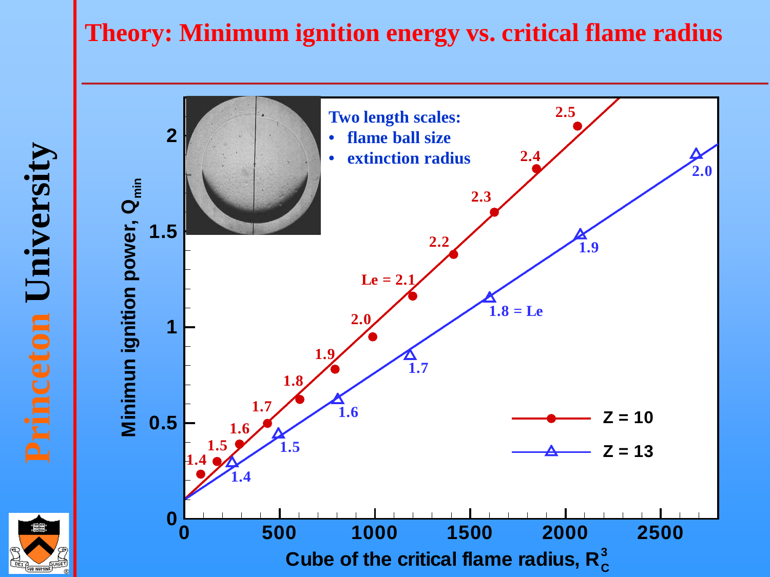# Theory: Minimum ignition energy vs. critical flame radius

Two length scales:

- flame ball size
- extinction radius

Minimun ignition power, $Q_{min}$

Cube of the critical flame radius, $R_C^3$

0
0.5
1
1.5
2

0
500
1000
1500
2000
2500

1.4
1.5
1.6
1.7
1.8
1.9
2.0
Le = 2.1
2.2
2.3
2.4
2.5

1.4
1.5
1.6
1.7
1.8 = Le
1.9
2.0

Z = 10

Z = 13

Princeton University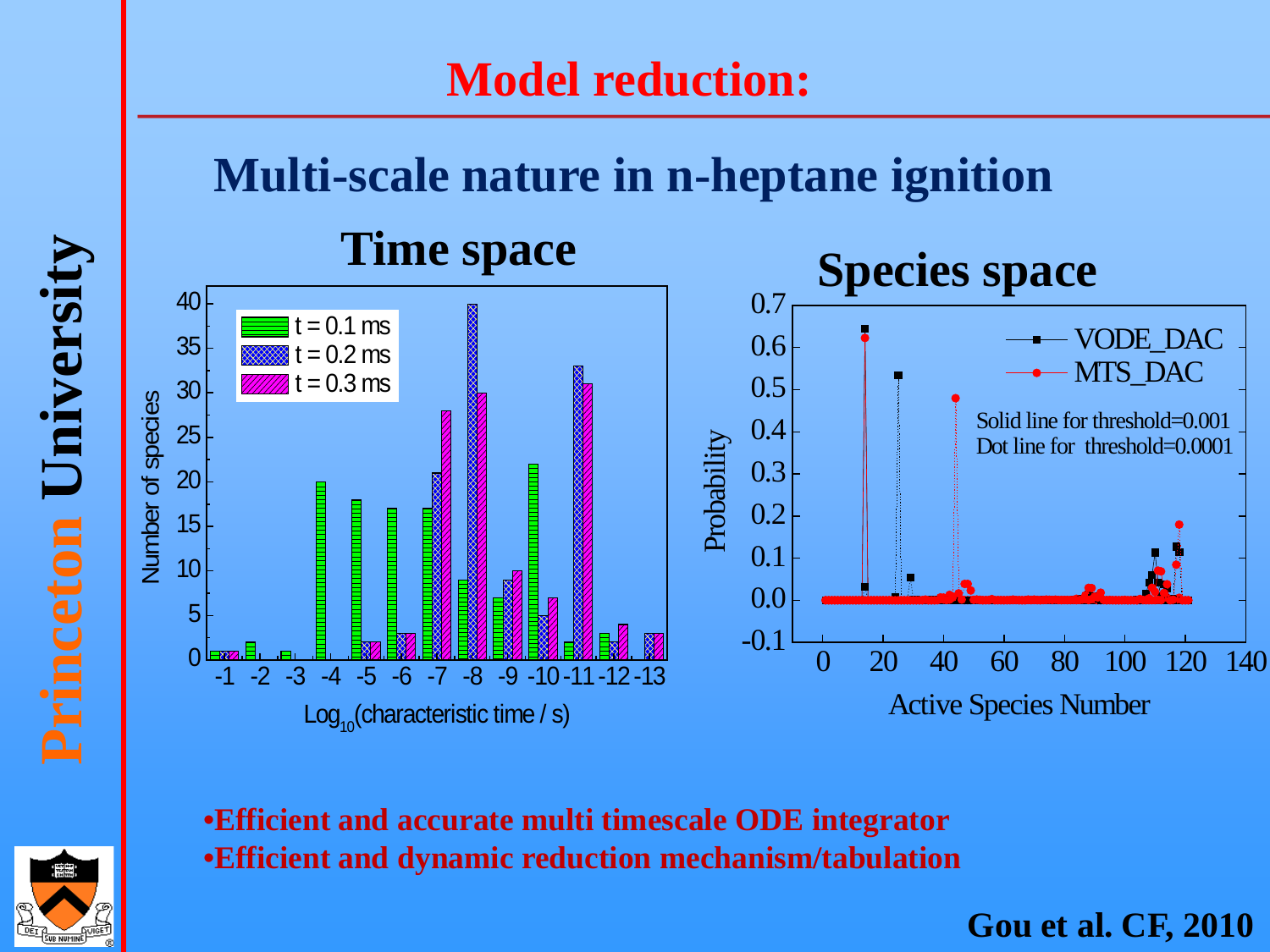# Model reduction:

## Multi-scale nature in n-heptane ignition

### Time space

t = 0.1 ms
t = 0.2 ms
t = 0.3 ms

Number of species

0
5
10
15
20
25
30
35
40

-1 -2 -3 -4 -5 -6 -7 -8 -9 -10 -11 -12 -13

$\text{Log}_{10}$(characteristic time / s)

### Species space

VODE_DAC
MTS_DAC

Solid line for threshold=0.001
Dot line for threshold=0.0001

Probability

-0.1
0.0
0.1
0.2
0.3
0.4
0.5
0.6
0.7

0 20 40 60 80 100 120 140

Active Species Number

- **Efficient and accurate multi timescale ODE integrator**
- **Efficient and dynamic reduction mechanism/tabulation**

**Gou et al. CF, 2010**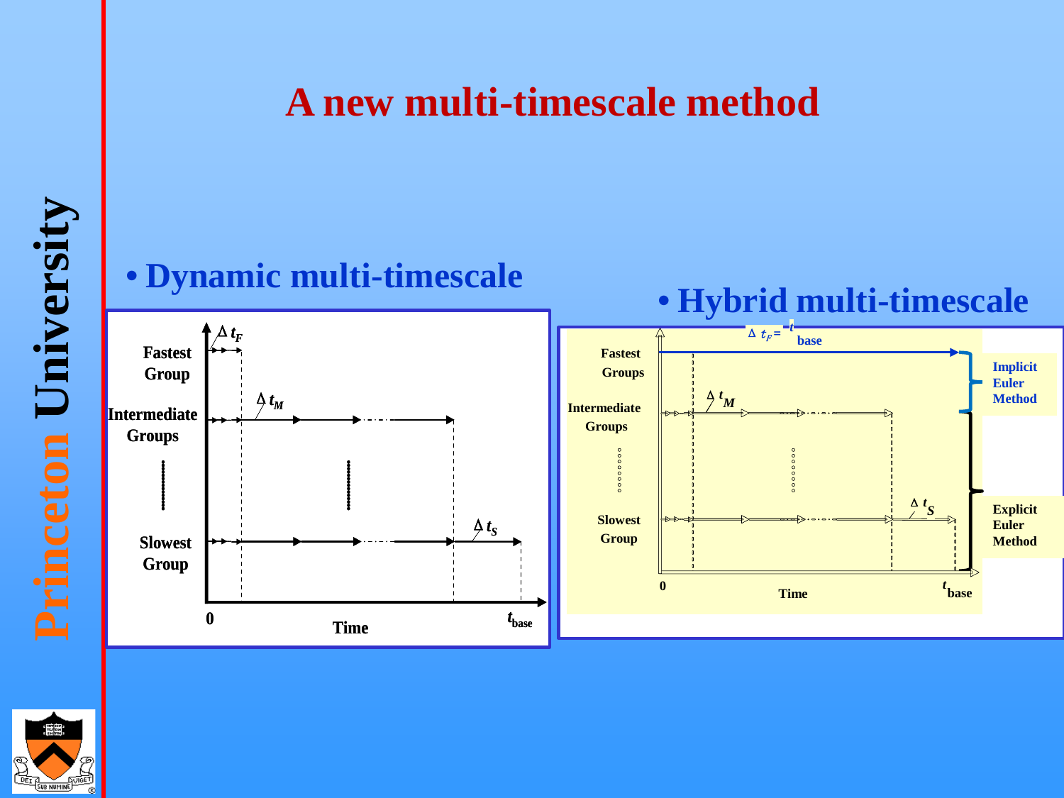# A new multi-timescale method

- **Dynamic multi-timescale**

Fastest Group
Intermediate Groups
Slowest Group
$\Delta t_F$
$\Delta t_M$
$\Delta t_S$
0
Time
$t_{base}$

- **Hybrid multi-timescale**

$\Delta t_F = t_{base}$
Fastest Groups
Intermediate Groups
Slowest Group
$\Delta t_M$
$\Delta t_S$
0
Time
$t_{base}$
Implicit Euler Method
Explicit Euler Method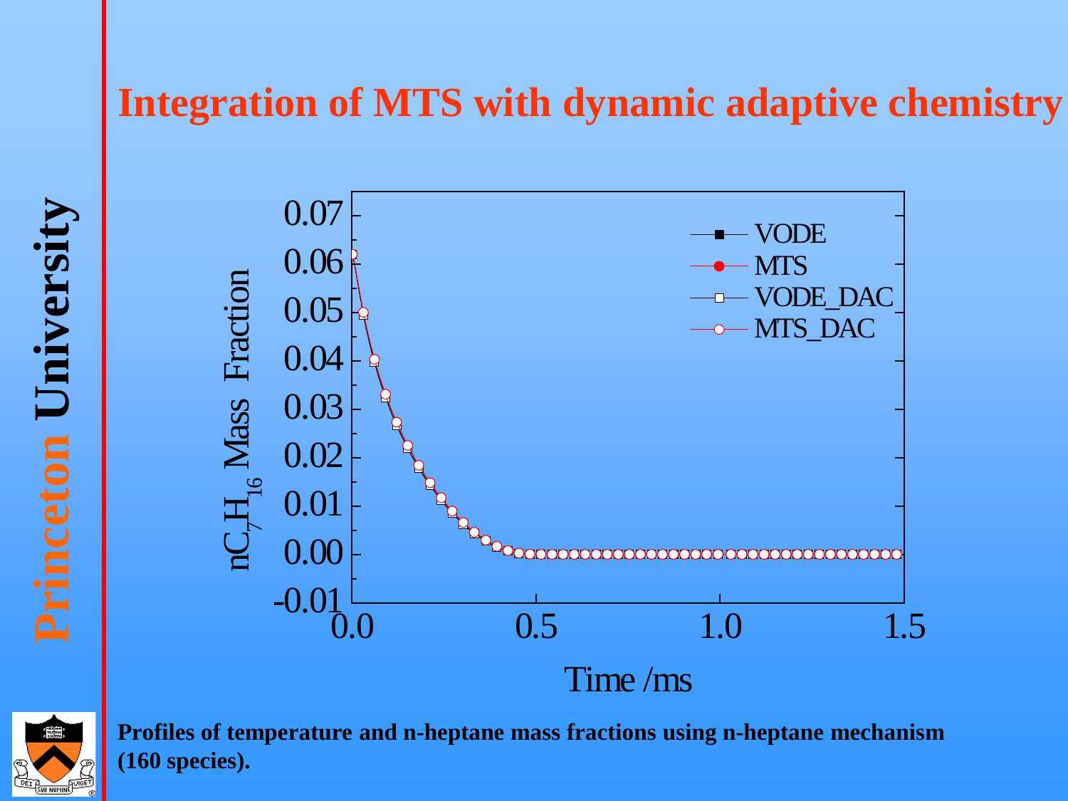# Integration of MTS with dynamic adaptive chemistry

0.07
0.06
0.05
0.04
0.03
0.02
0.01
0.00
-0.01

$nC_7H_{16}$ Mass Fraction

0.0
0.5
1.0
1.5

Time /ms

VODE
MTS
VODE_DAC
MTS_DAC

**Profiles of temperature and n-heptane mass fractions using n-heptane mechanism (160 species).**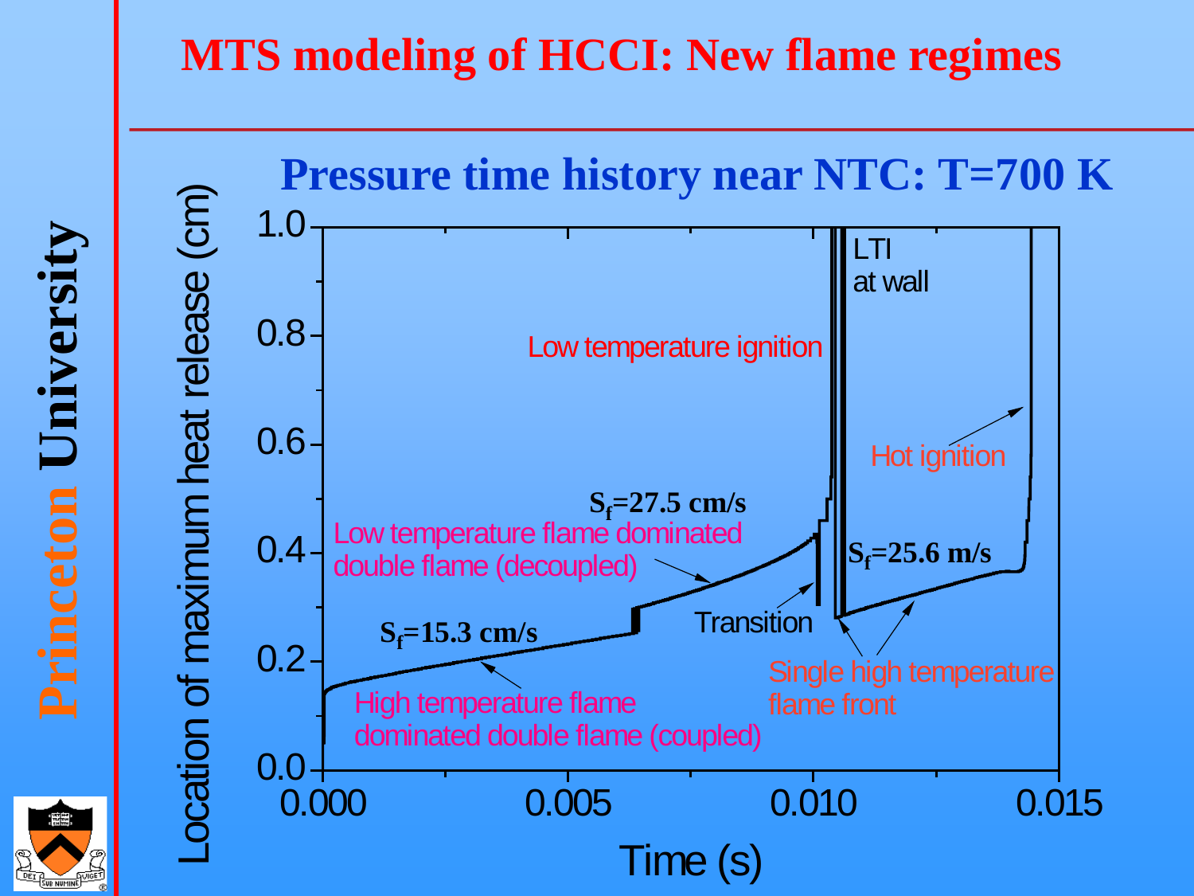# MTS modeling of HCCI: New flame regimes

## Pressure time history near NTC: T=700 K

Location of maximum heat release (cm)

Time (s)

0.0
0.2
0.4
0.6
0.8
1.0

0.000
0.005
0.010
0.015

$S_f$=15.3 cm/s

$S_f$=27.5 cm/s

$S_f$=25.6 m/s

High temperature flame dominated double flame (coupled)

Low temperature flame dominated double flame (decoupled)

Transition

Low temperature ignition

LTI at wall

Single high temperature flame front

Hot ignition

Princeton University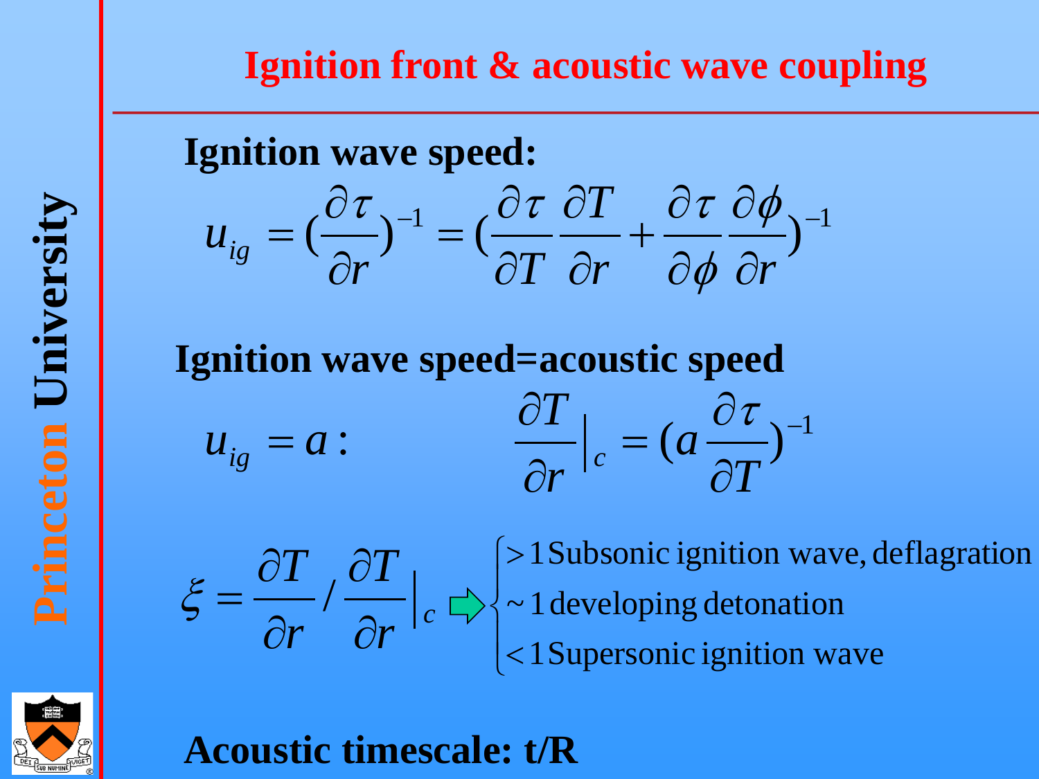# Ignition front & acoustic wave coupling

**Ignition wave speed:**

$$u_{ig} = \left(\frac{\partial \tau}{\partial r}\right)^{-1} = \left(\frac{\partial \tau}{\partial T}\frac{\partial T}{\partial r} + \frac{\partial \tau}{\partial \phi}\frac{\partial \phi}{\partial r}\right)^{-1}$$

**Ignition wave speed=acoustic speed**

$$u_{ig} = a: \qquad \left.\frac{\partial T}{\partial r}\right|_c = \left(a\frac{\partial \tau}{\partial T}\right)^{-1}$$

$$\xi = \frac{\partial T}{\partial r} \Big/ \left.\frac{\partial T}{\partial r}\right|_c \Rightarrow \begin{cases} >1 \text{ Subsonic ignition wave, deflagration} \\ \sim 1 \text{ developing detonation} \\ <1 \text{ Supersonic ignition wave} \end{cases}$$

**Acoustic timescale: t/R**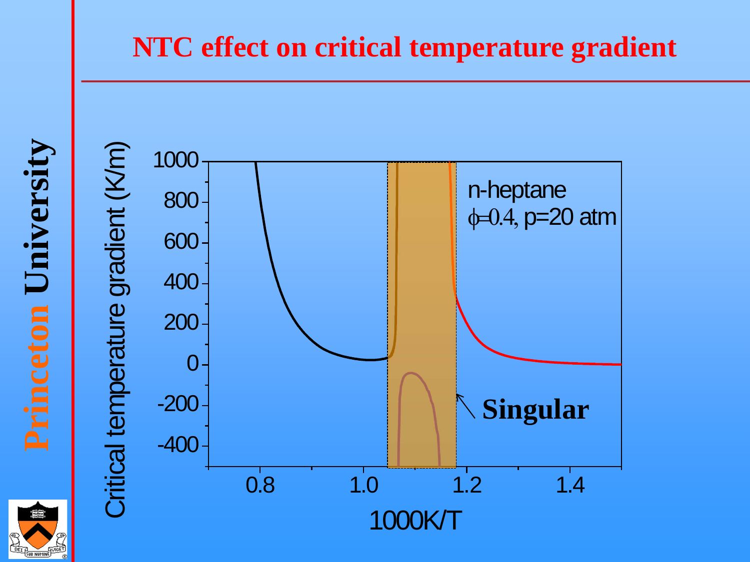# NTC effect on critical temperature gradient

Critical temperature gradient (K/m)

1000
800
600
400
200
0
-200
-400

0.8
1.0
1.2
1.4

1000K/T

n-heptane
$\phi$=0.4, p=20 atm

**Singular**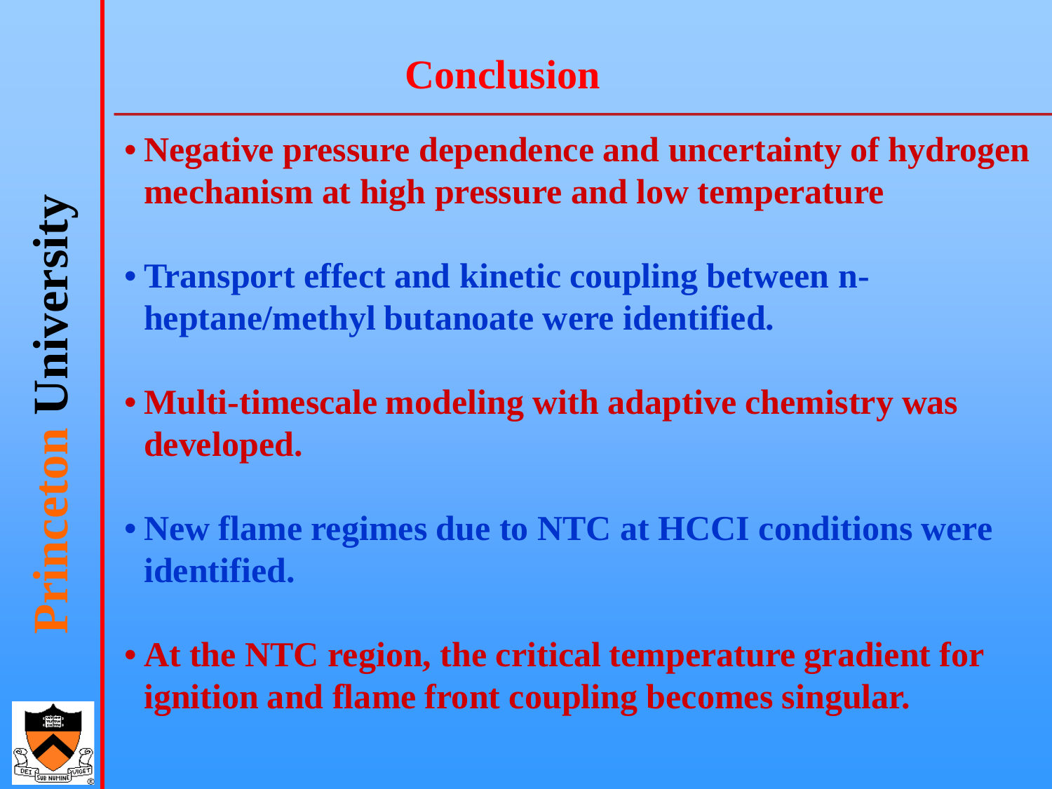# Conclusion

- Negative pressure dependence and uncertainty of hydrogen mechanism at high pressure and low temperature
- Transport effect and kinetic coupling between n-heptane/methyl butanoate were identified.
- Multi-timescale modeling with adaptive chemistry was developed.
- New flame regimes due to NTC at HCCI conditions were identified.
- At the NTC region, the critical temperature gradient for ignition and flame front coupling becomes singular.